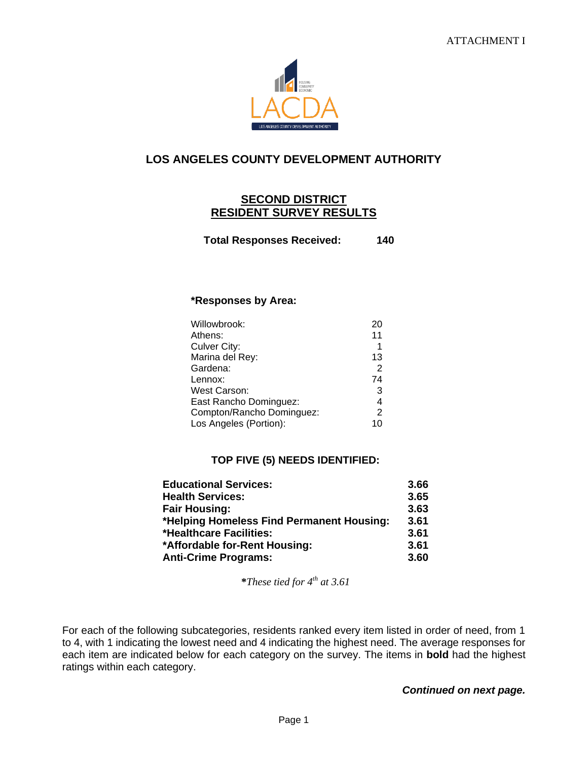ATTACHMENT I

# LOS ANGELES COUNTY DEVELOPMENT AUTHORITY

## SECOND DISTRICT
## RESIDENT SURVEY RESULTS

**Total Responses Received: 140**

**\*Responses by Area:**

| Area | Responses |
|---|---|
| Willowbrook: | 20 |
| Athens: | 11 |
| Culver City: | 1 |
| Marina del Rey: | 13 |
| Gardena: | 2 |
| Lennox: | 74 |
| West Carson: | 3 |
| East Rancho Dominguez: | 4 |
| Compton/Rancho Dominguez: | 2 |
| Los Angeles (Portion): | 10 |

**TOP FIVE (5) NEEDS IDENTIFIED:**

| Need | Score |
|---|---|
| **Educational Services:** | **3.66** |
| **Health Services:** | **3.65** |
| **Fair Housing:** | **3.63** |
| **\*Helping Homeless Find Permanent Housing:** | **3.61** |
| **\*Healthcare Facilities:** | **3.61** |
| **\*Affordable for-Rent Housing:** | **3.61** |
| **Anti-Crime Programs:** | **3.60** |

***These tied for 4th at 3.61***

For each of the following subcategories, residents ranked every item listed in order of need, from 1 to 4, with 1 indicating the lowest need and 4 indicating the highest need. The average responses for each item are indicated below for each category on the survey. The items in **bold** had the highest ratings within each category.

***Continued on next page.***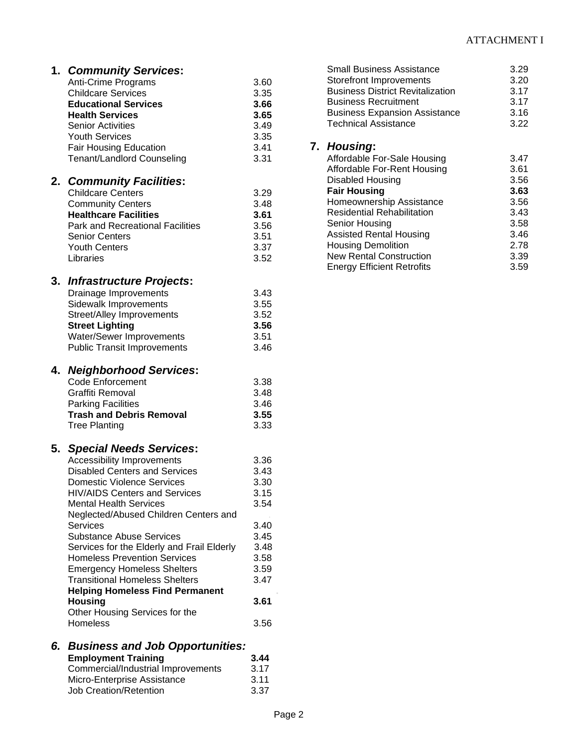ATTACHMENT I

## 1. ***Community Services*:**

| | |
|---|---|
| Anti-Crime Programs | 3.60 |
| Childcare Services | 3.35 |
| **Educational Services** | **3.66** |
| **Health Services** | **3.65** |
| Senior Activities | 3.49 |
| Youth Services | 3.35 |
| Fair Housing Education | 3.41 |
| Tenant/Landlord Counseling | 3.31 |

## 2. ***Community Facilities*:**

| | |
|---|---|
| Childcare Centers | 3.29 |
| Community Centers | 3.48 |
| **Healthcare Facilities** | **3.61** |
| Park and Recreational Facilities | 3.56 |
| Senior Centers | 3.51 |
| Youth Centers | 3.37 |
| Libraries | 3.52 |

## 3. ***Infrastructure Projects*:**

| | |
|---|---|
| Drainage Improvements | 3.43 |
| Sidewalk Improvements | 3.55 |
| Street/Alley Improvements | 3.52 |
| **Street Lighting** | **3.56** |
| Water/Sewer Improvements | 3.51 |
| Public Transit Improvements | 3.46 |

## 4. ***Neighborhood Services*:**

| | |
|---|---|
| Code Enforcement | 3.38 |
| Graffiti Removal | 3.48 |
| Parking Facilities | 3.46 |
| **Trash and Debris Removal** | **3.55** |
| Tree Planting | 3.33 |

## 5. ***Special Needs Services*:**

| | |
|---|---|
| Accessibility Improvements | 3.36 |
| Disabled Centers and Services | 3.43 |
| Domestic Violence Services | 3.30 |
| HIV/AIDS Centers and Services | 3.15 |
| Mental Health Services | 3.54 |
| Neglected/Abused Children Centers and Services | 3.40 |
| Substance Abuse Services | 3.45 |
| Services for the Elderly and Frail Elderly | 3.48 |
| Homeless Prevention Services | 3.58 |
| Emergency Homeless Shelters | 3.59 |
| Transitional Homeless Shelters | 3.47 |
| **Helping Homeless Find Permanent Housing** | **3.61** |
| Other Housing Services for the Homeless | 3.56 |

## 6. ***Business and Job Opportunities:***

| | |
|---|---|
| **Employment Training** | **3.44** |
| Commercial/Industrial Improvements | 3.17 |
| Micro-Enterprise Assistance | 3.11 |
| Job Creation/Retention | 3.37 |
| Small Business Assistance | 3.29 |
| Storefront Improvements | 3.20 |
| Business District Revitalization | 3.17 |
| Business Recruitment | 3.17 |
| Business Expansion Assistance | 3.16 |
| Technical Assistance | 3.22 |

## 7. ***Housing*:**

| | |
|---|---|
| Affordable For-Sale Housing | 3.47 |
| Affordable For-Rent Housing | 3.61 |
| Disabled Housing | 3.56 |
| **Fair Housing** | **3.63** |
| Homeownership Assistance | 3.56 |
| Residential Rehabilitation | 3.43 |
| Senior Housing | 3.58 |
| Assisted Rental Housing | 3.46 |
| Housing Demolition | 2.78 |
| New Rental Construction | 3.39 |
| Energy Efficient Retrofits | 3.59 |